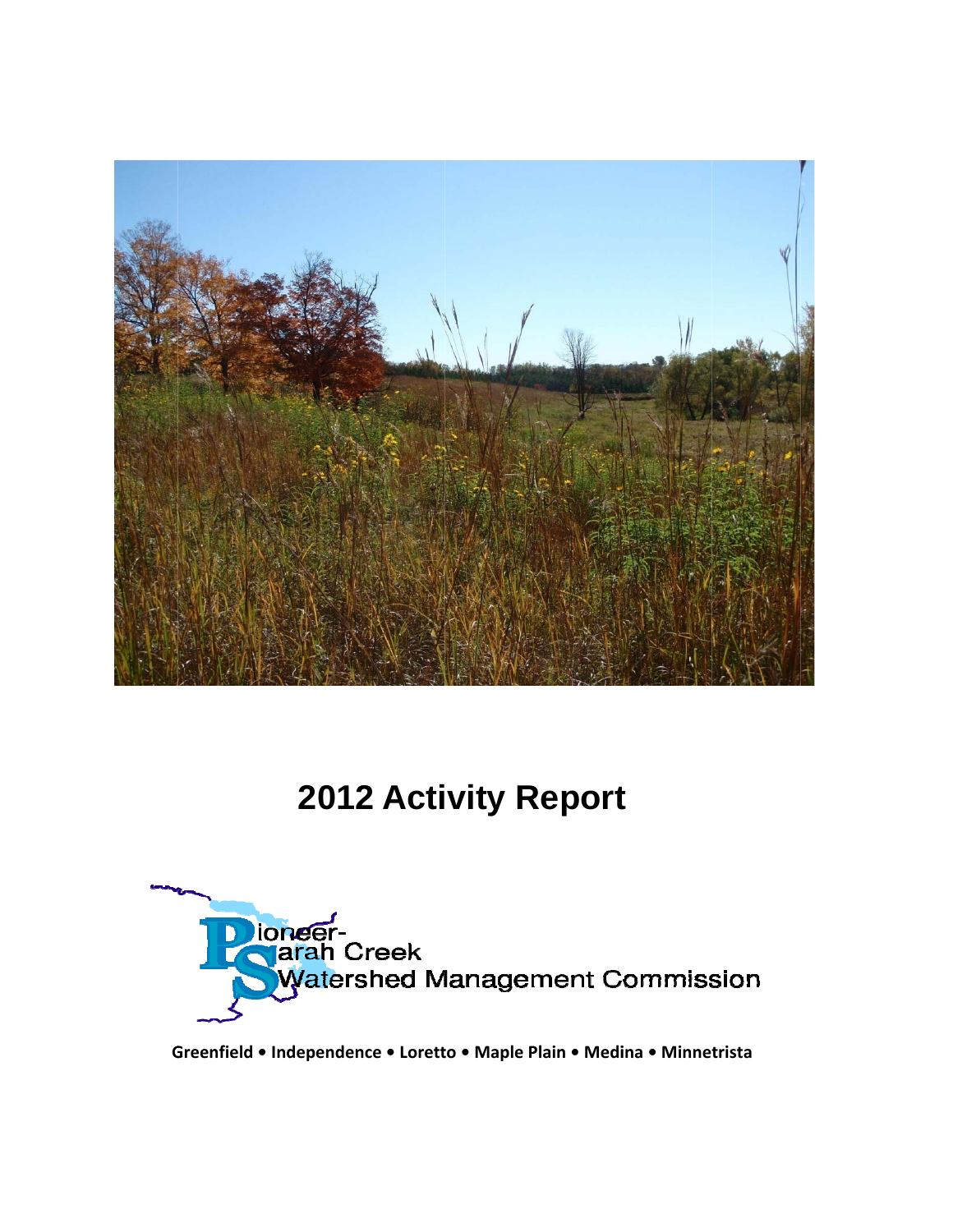# 2012 Activity Report

Pioneer-Sarah Creek Watershed Management Commission

**Greenfield • Independence • Loretto • Maple Plain • Medina • Minnetrista**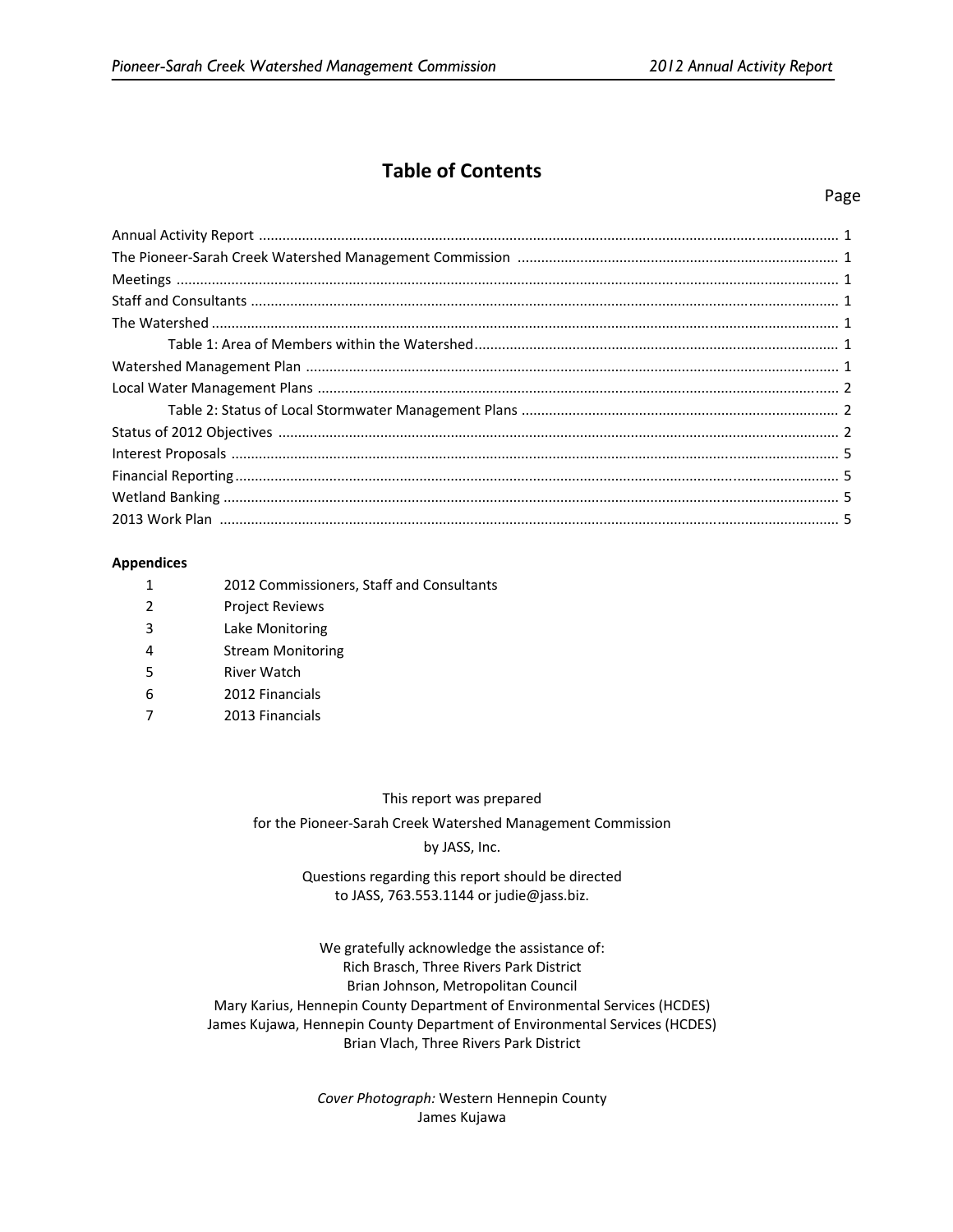# Table of Contents

| | Page |
|---|---|
| Annual Activity Report | 1 |
| The Pioneer-Sarah Creek Watershed Management Commission | 1 |
| Meetings | 1 |
| Staff and Consultants | 1 |
| The Watershed | 1 |
| Table 1: Area of Members within the Watershed | 1 |
| Watershed Management Plan | 1 |
| Local Water Management Plans | 2 |
| Table 2: Status of Local Stormwater Management Plans | 2 |
| Status of 2012 Objectives | 2 |
| Interest Proposals | 5 |
| Financial Reporting | 5 |
| Wetland Banking | 5 |
| 2013 Work Plan | 5 |

**Appendices**

| | |
|---|---|
| 1 | 2012 Commissioners, Staff and Consultants |
| 2 | Project Reviews |
| 3 | Lake Monitoring |
| 4 | Stream Monitoring |
| 5 | River Watch |
| 6 | 2012 Financials |
| 7 | 2013 Financials |

This report was prepared
for the Pioneer-Sarah Creek Watershed Management Commission
by JASS, Inc.

Questions regarding this report should be directed
to JASS, 763.553.1144 or judie@jass.biz.

We gratefully acknowledge the assistance of:
Rich Brasch, Three Rivers Park District
Brian Johnson, Metropolitan Council
Mary Karius, Hennepin County Department of Environmental Services (HCDES)
James Kujawa, Hennepin County Department of Environmental Services (HCDES)
Brian Vlach, Three Rivers Park District

*Cover Photograph:* Western Hennepin County
James Kujawa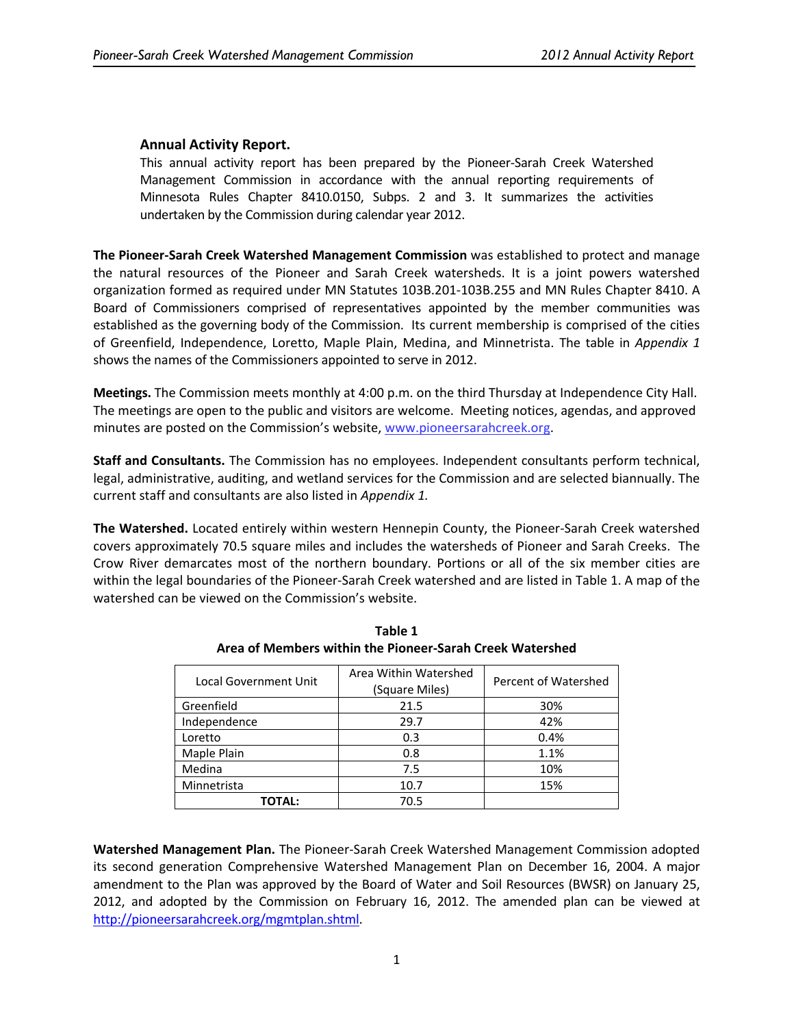**Annual Activity Report.**

This annual activity report has been prepared by the Pioneer-Sarah Creek Watershed Management Commission in accordance with the annual reporting requirements of Minnesota Rules Chapter 8410.0150, Subps. 2 and 3. It summarizes the activities undertaken by the Commission during calendar year 2012.

**The Pioneer-Sarah Creek Watershed Management Commission** was established to protect and manage the natural resources of the Pioneer and Sarah Creek watersheds. It is a joint powers watershed organization formed as required under MN Statutes 103B.201-103B.255 and MN Rules Chapter 8410. A Board of Commissioners comprised of representatives appointed by the member communities was established as the governing body of the Commission. Its current membership is comprised of the cities of Greenfield, Independence, Loretto, Maple Plain, Medina, and Minnetrista. The table in *Appendix 1* shows the names of the Commissioners appointed to serve in 2012.

**Meetings.** The Commission meets monthly at 4:00 p.m. on the third Thursday at Independence City Hall. The meetings are open to the public and visitors are welcome. Meeting notices, agendas, and approved minutes are posted on the Commission's website, www.pioneersarahcreek.org.

**Staff and Consultants.** The Commission has no employees. Independent consultants perform technical, legal, administrative, auditing, and wetland services for the Commission and are selected biannually. The current staff and consultants are also listed in *Appendix 1.*

**The Watershed.** Located entirely within western Hennepin County, the Pioneer-Sarah Creek watershed covers approximately 70.5 square miles and includes the watersheds of Pioneer and Sarah Creeks. The Crow River demarcates most of the northern boundary. Portions or all of the six member cities are within the legal boundaries of the Pioneer-Sarah Creek watershed and are listed in Table 1. A map of the watershed can be viewed on the Commission's website.

**Table 1**
**Area of Members within the Pioneer-Sarah Creek Watershed**

| Local Government Unit | Area Within Watershed (Square Miles) | Percent of Watershed |
|---|---|---|
| Greenfield | 21.5 | 30% |
| Independence | 29.7 | 42% |
| Loretto | 0.3 | 0.4% |
| Maple Plain | 0.8 | 1.1% |
| Medina | 7.5 | 10% |
| Minnetrista | 10.7 | 15% |
| **TOTAL:** | 70.5 | |

**Watershed Management Plan.** The Pioneer-Sarah Creek Watershed Management Commission adopted its second generation Comprehensive Watershed Management Plan on December 16, 2004. A major amendment to the Plan was approved by the Board of Water and Soil Resources (BWSR) on January 25, 2012, and adopted by the Commission on February 16, 2012. The amended plan can be viewed at http://pioneersarahcreek.org/mgmtplan.shtml.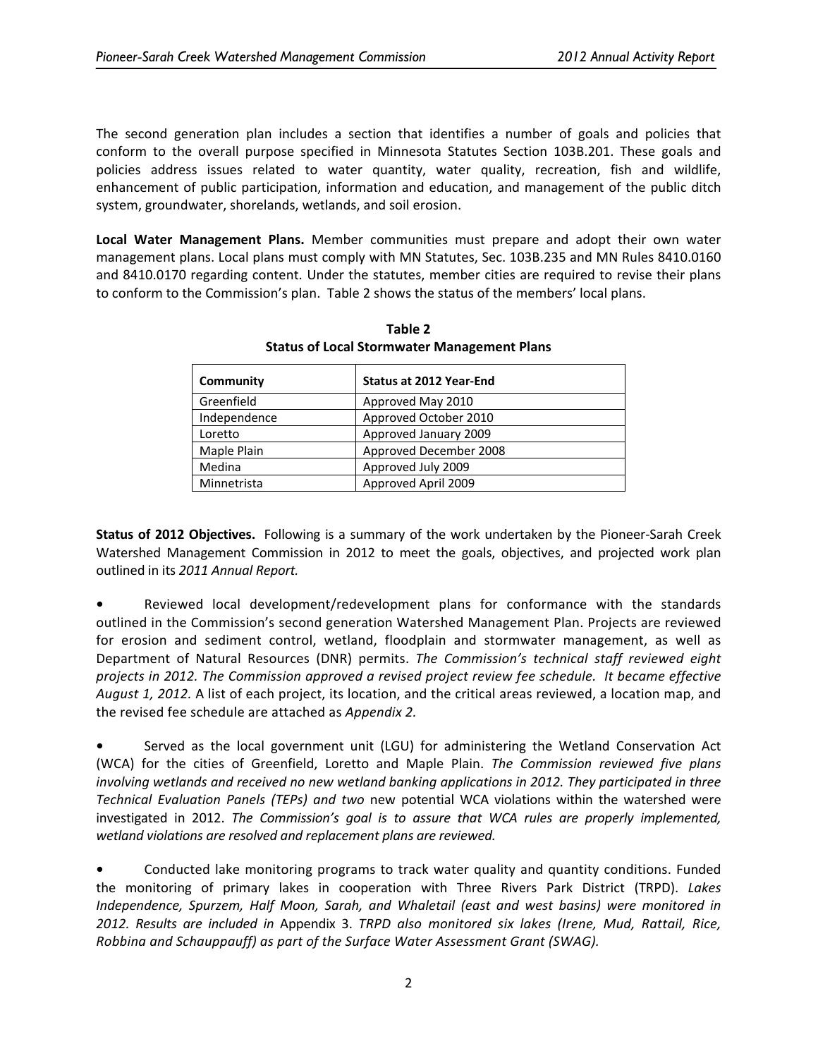The second generation plan includes a section that identifies a number of goals and policies that conform to the overall purpose specified in Minnesota Statutes Section 103B.201. These goals and policies address issues related to water quantity, water quality, recreation, fish and wildlife, enhancement of public participation, information and education, and management of the public ditch system, groundwater, shorelands, wetlands, and soil erosion.

**Local Water Management Plans.** Member communities must prepare and adopt their own water management plans. Local plans must comply with MN Statutes, Sec. 103B.235 and MN Rules 8410.0160 and 8410.0170 regarding content. Under the statutes, member cities are required to revise their plans to conform to the Commission's plan. Table 2 shows the status of the members' local plans.

**Table 2**
**Status of Local Stormwater Management Plans**

| Community | Status at 2012 Year-End |
|---|---|
| Greenfield | Approved May 2010 |
| Independence | Approved October 2010 |
| Loretto | Approved January 2009 |
| Maple Plain | Approved December 2008 |
| Medina | Approved July 2009 |
| Minnetrista | Approved April 2009 |

**Status of 2012 Objectives.** Following is a summary of the work undertaken by the Pioneer-Sarah Creek Watershed Management Commission in 2012 to meet the goals, objectives, and projected work plan outlined in its *2011 Annual Report.*

- Reviewed local development/redevelopment plans for conformance with the standards outlined in the Commission's second generation Watershed Management Plan. Projects are reviewed for erosion and sediment control, wetland, floodplain and stormwater management, as well as Department of Natural Resources (DNR) permits. *The Commission's technical staff reviewed eight projects in 2012. The Commission approved a revised project review fee schedule. It became effective August 1, 2012.* A list of each project, its location, and the critical areas reviewed, a location map, and the revised fee schedule are attached as *Appendix 2.*

- Served as the local government unit (LGU) for administering the Wetland Conservation Act (WCA) for the cities of Greenfield, Loretto and Maple Plain. *The Commission reviewed five plans involving wetlands and received no new wetland banking applications in 2012. They participated in three Technical Evaluation Panels (TEPs) and two* new potential WCA violations within the watershed were investigated in 2012. *The Commission's goal is to assure that WCA rules are properly implemented, wetland violations are resolved and replacement plans are reviewed.*

- Conducted lake monitoring programs to track water quality and quantity conditions. Funded the monitoring of primary lakes in cooperation with Three Rivers Park District (TRPD). *Lakes Independence, Spurzem, Half Moon, Sarah, and Whaletail (east and west basins) were monitored in 2012. Results are included in* Appendix 3. *TRPD also monitored six lakes (Irene, Mud, Rattail, Rice, Robbina and Schauppauff) as part of the Surface Water Assessment Grant (SWAG).*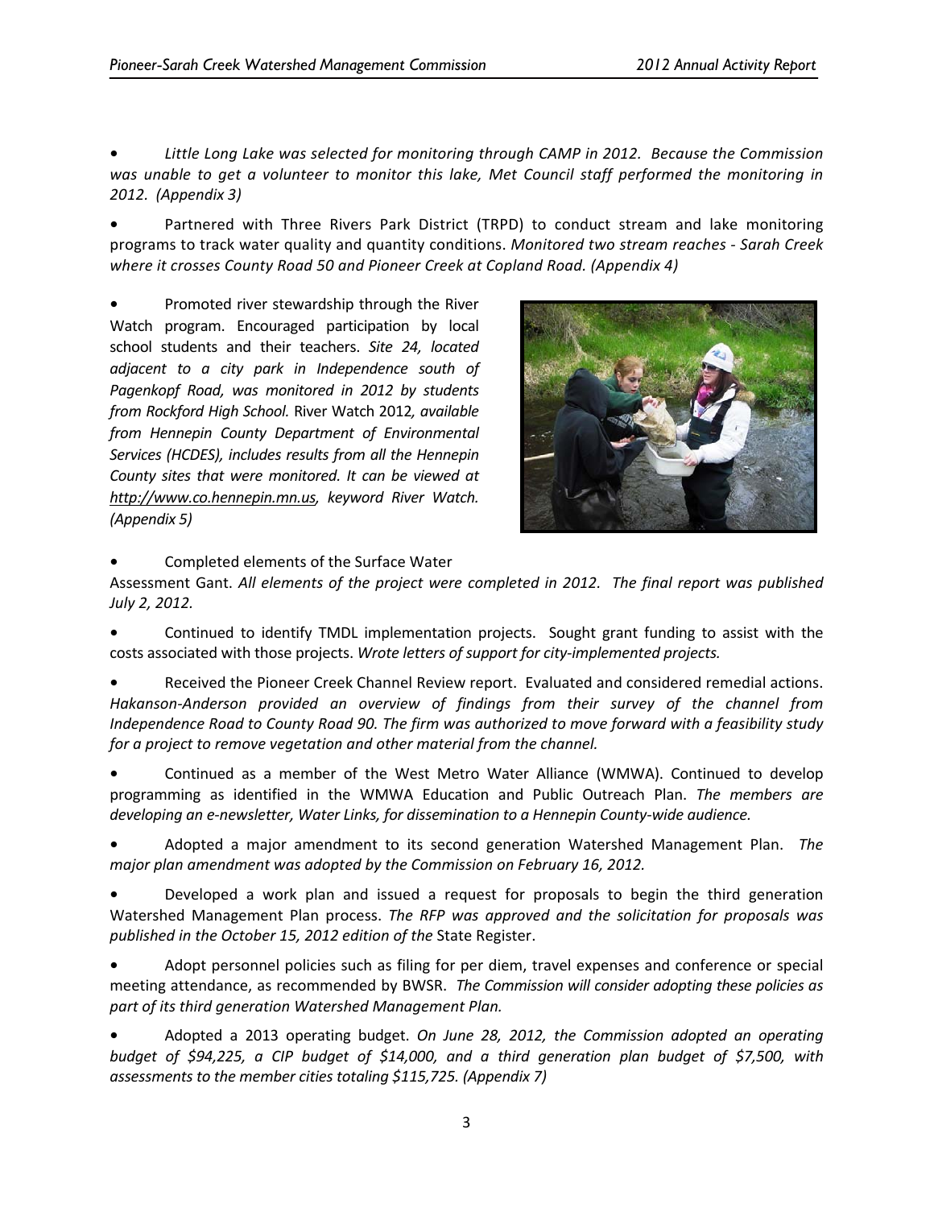- *Little Long Lake was selected for monitoring through CAMP in 2012. Because the Commission was unable to get a volunteer to monitor this lake, Met Council staff performed the monitoring in 2012. (Appendix 3)*

- Partnered with Three Rivers Park District (TRPD) to conduct stream and lake monitoring programs to track water quality and quantity conditions. *Monitored two stream reaches - Sarah Creek where it crosses County Road 50 and Pioneer Creek at Copland Road. (Appendix 4)*

- Promoted river stewardship through the River Watch program. Encouraged participation by local school students and their teachers. *Site 24, located adjacent to a city park in Independence south of Pagenkopf Road, was monitored in 2012 by students from Rockford High School.* River Watch 2012*, available from Hennepin County Department of Environmental Services (HCDES), includes results from all the Hennepin County sites that were monitored. It can be viewed at http://www.co.hennepin.mn.us, keyword River Watch. (Appendix 5)*

- Completed elements of the Surface Water Assessment Gant. *All elements of the project were completed in 2012. The final report was published July 2, 2012.*

- Continued to identify TMDL implementation projects. Sought grant funding to assist with the costs associated with those projects. *Wrote letters of support for city-implemented projects.*

- Received the Pioneer Creek Channel Review report. Evaluated and considered remedial actions. *Hakanson-Anderson provided an overview of findings from their survey of the channel from Independence Road to County Road 90. The firm was authorized to move forward with a feasibility study for a project to remove vegetation and other material from the channel.*

- Continued as a member of the West Metro Water Alliance (WMWA). Continued to develop programming as identified in the WMWA Education and Public Outreach Plan. *The members are developing an e-newsletter, Water Links, for dissemination to a Hennepin County-wide audience.*

- Adopted a major amendment to its second generation Watershed Management Plan. *The major plan amendment was adopted by the Commission on February 16, 2012.*

- Developed a work plan and issued a request for proposals to begin the third generation Watershed Management Plan process. *The RFP was approved and the solicitation for proposals was published in the October 15, 2012 edition of the* State Register.

- Adopt personnel policies such as filing for per diem, travel expenses and conference or special meeting attendance, as recommended by BWSR. *The Commission will consider adopting these policies as part of its third generation Watershed Management Plan.*

- Adopted a 2013 operating budget. *On June 28, 2012, the Commission adopted an operating budget of $94,225, a CIP budget of $14,000, and a third generation plan budget of $7,500, with assessments to the member cities totaling $115,725. (Appendix 7)*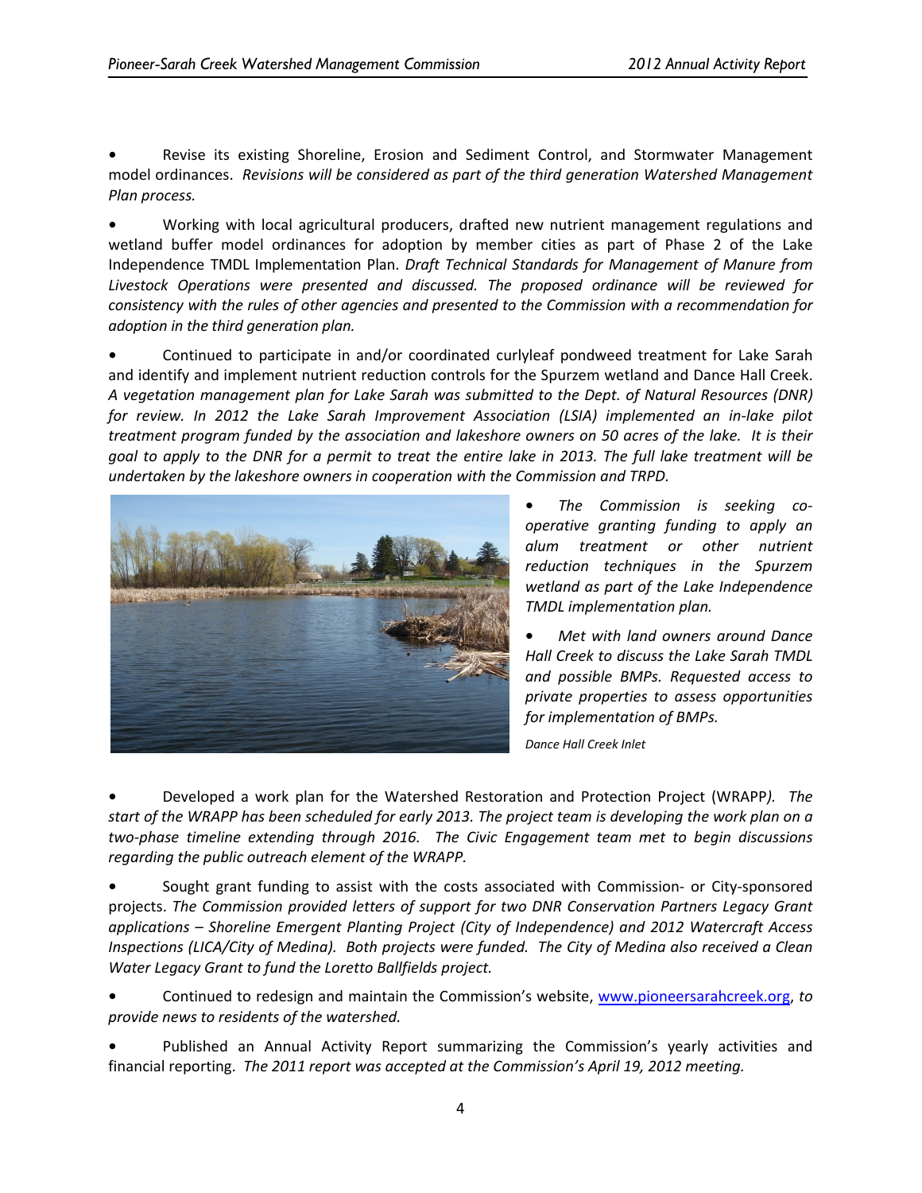- Revise its existing Shoreline, Erosion and Sediment Control, and Stormwater Management model ordinances. *Revisions will be considered as part of the third generation Watershed Management Plan process.*

- Working with local agricultural producers, drafted new nutrient management regulations and wetland buffer model ordinances for adoption by member cities as part of Phase 2 of the Lake Independence TMDL Implementation Plan. *Draft Technical Standards for Management of Manure from Livestock Operations were presented and discussed. The proposed ordinance will be reviewed for consistency with the rules of other agencies and presented to the Commission with a recommendation for adoption in the third generation plan.*

- Continued to participate in and/or coordinated curlyleaf pondweed treatment for Lake Sarah and identify and implement nutrient reduction controls for the Spurzem wetland and Dance Hall Creek. *A vegetation management plan for Lake Sarah was submitted to the Dept. of Natural Resources (DNR) for review. In 2012 the Lake Sarah Improvement Association (LSIA) implemented an in-lake pilot treatment program funded by the association and lakeshore owners on 50 acres of the lake. It is their goal to apply to the DNR for a permit to treat the entire lake in 2013. The full lake treatment will be undertaken by the lakeshore owners in cooperation with the Commission and TRPD.*

- *The Commission is seeking co-operative granting funding to apply an alum treatment or other nutrient reduction techniques in the Spurzem wetland as part of the Lake Independence TMDL implementation plan.*

- *Met with land owners around Dance Hall Creek to discuss the Lake Sarah TMDL and possible BMPs. Requested access to private properties to assess opportunities for implementation of BMPs.*

*Dance Hall Creek Inlet*

- Developed a work plan for the Watershed Restoration and Protection Project (WRAPP*). The start of the WRAPP has been scheduled for early 2013. The project team is developing the work plan on a two-phase timeline extending through 2016. The Civic Engagement team met to begin discussions regarding the public outreach element of the WRAPP.*

- Sought grant funding to assist with the costs associated with Commission- or City-sponsored projects. *The Commission provided letters of support for two DNR Conservation Partners Legacy Grant applications – Shoreline Emergent Planting Project (City of Independence) and 2012 Watercraft Access Inspections (LICA/City of Medina). Both projects were funded. The City of Medina also received a Clean Water Legacy Grant to fund the Loretto Ballfields project.*

- Continued to redesign and maintain the Commission's website, www.pioneersarahcreek.org, *to provide news to residents of the watershed.*

- Published an Annual Activity Report summarizing the Commission's yearly activities and financial reporting. *The 2011 report was accepted at the Commission's April 19, 2012 meeting.*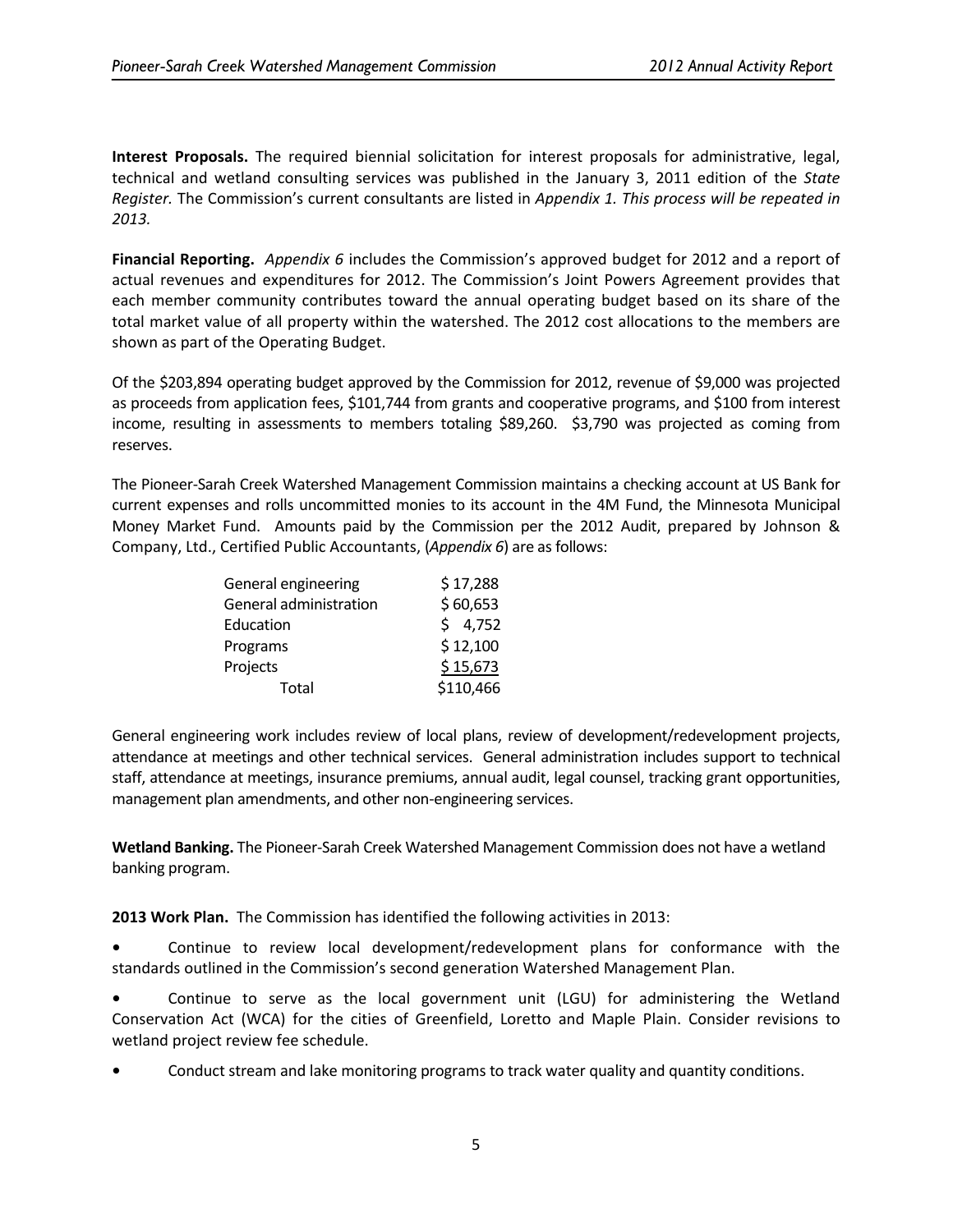**Interest Proposals.** The required biennial solicitation for interest proposals for administrative, legal, technical and wetland consulting services was published in the January 3, 2011 edition of the *State Register.* The Commission's current consultants are listed in *Appendix 1. This process will be repeated in 2013.*

**Financial Reporting.** *Appendix 6* includes the Commission's approved budget for 2012 and a report of actual revenues and expenditures for 2012. The Commission's Joint Powers Agreement provides that each member community contributes toward the annual operating budget based on its share of the total market value of all property within the watershed. The 2012 cost allocations to the members are shown as part of the Operating Budget.

Of the $203,894 operating budget approved by the Commission for 2012, revenue of $9,000 was projected as proceeds from application fees, $101,744 from grants and cooperative programs, and $100 from interest income, resulting in assessments to members totaling $89,260. $3,790 was projected as coming from reserves.

The Pioneer-Sarah Creek Watershed Management Commission maintains a checking account at US Bank for current expenses and rolls uncommitted monies to its account in the 4M Fund, the Minnesota Municipal Money Market Fund. Amounts paid by the Commission per the 2012 Audit, prepared by Johnson & Company, Ltd., Certified Public Accountants, (*Appendix 6*) are as follows:

| | |
|---|---|
| General engineering | $ 17,288 |
| General administration | $ 60,653 |
| Education | $ 4,752 |
| Programs | $ 12,100 |
| Projects | $ 15,673 |
| Total | $110,466 |

General engineering work includes review of local plans, review of development/redevelopment projects, attendance at meetings and other technical services. General administration includes support to technical staff, attendance at meetings, insurance premiums, annual audit, legal counsel, tracking grant opportunities, management plan amendments, and other non-engineering services.

**Wetland Banking.** The Pioneer-Sarah Creek Watershed Management Commission does not have a wetland banking program.

**2013 Work Plan.** The Commission has identified the following activities in 2013:

- Continue to review local development/redevelopment plans for conformance with the standards outlined in the Commission's second generation Watershed Management Plan.
- Continue to serve as the local government unit (LGU) for administering the Wetland Conservation Act (WCA) for the cities of Greenfield, Loretto and Maple Plain. Consider revisions to wetland project review fee schedule.
- Conduct stream and lake monitoring programs to track water quality and quantity conditions.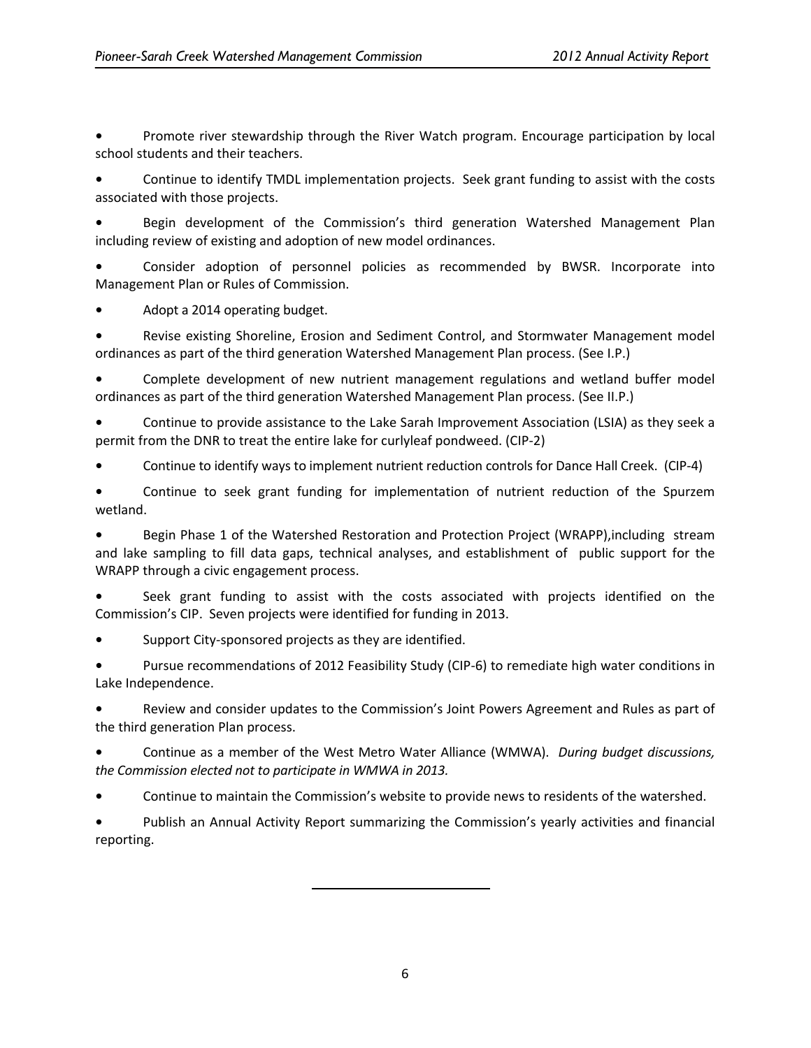- Promote river stewardship through the River Watch program. Encourage participation by local school students and their teachers.
- Continue to identify TMDL implementation projects. Seek grant funding to assist with the costs associated with those projects.
- Begin development of the Commission's third generation Watershed Management Plan including review of existing and adoption of new model ordinances.
- Consider adoption of personnel policies as recommended by BWSR. Incorporate into Management Plan or Rules of Commission.
- Adopt a 2014 operating budget.
- Revise existing Shoreline, Erosion and Sediment Control, and Stormwater Management model ordinances as part of the third generation Watershed Management Plan process. (See I.P.)
- Complete development of new nutrient management regulations and wetland buffer model ordinances as part of the third generation Watershed Management Plan process. (See II.P.)
- Continue to provide assistance to the Lake Sarah Improvement Association (LSIA) as they seek a permit from the DNR to treat the entire lake for curlyleaf pondweed. (CIP-2)
- Continue to identify ways to implement nutrient reduction controls for Dance Hall Creek. (CIP-4)
- Continue to seek grant funding for implementation of nutrient reduction of the Spurzem wetland.
- Begin Phase 1 of the Watershed Restoration and Protection Project (WRAPP),including stream and lake sampling to fill data gaps, technical analyses, and establishment of public support for the WRAPP through a civic engagement process.
- Seek grant funding to assist with the costs associated with projects identified on the Commission's CIP. Seven projects were identified for funding in 2013.
- Support City-sponsored projects as they are identified.
- Pursue recommendations of 2012 Feasibility Study (CIP-6) to remediate high water conditions in Lake Independence.
- Review and consider updates to the Commission's Joint Powers Agreement and Rules as part of the third generation Plan process.
- Continue as a member of the West Metro Water Alliance (WMWA). *During budget discussions, the Commission elected not to participate in WMWA in 2013.*
- Continue to maintain the Commission's website to provide news to residents of the watershed.
- Publish an Annual Activity Report summarizing the Commission's yearly activities and financial reporting.